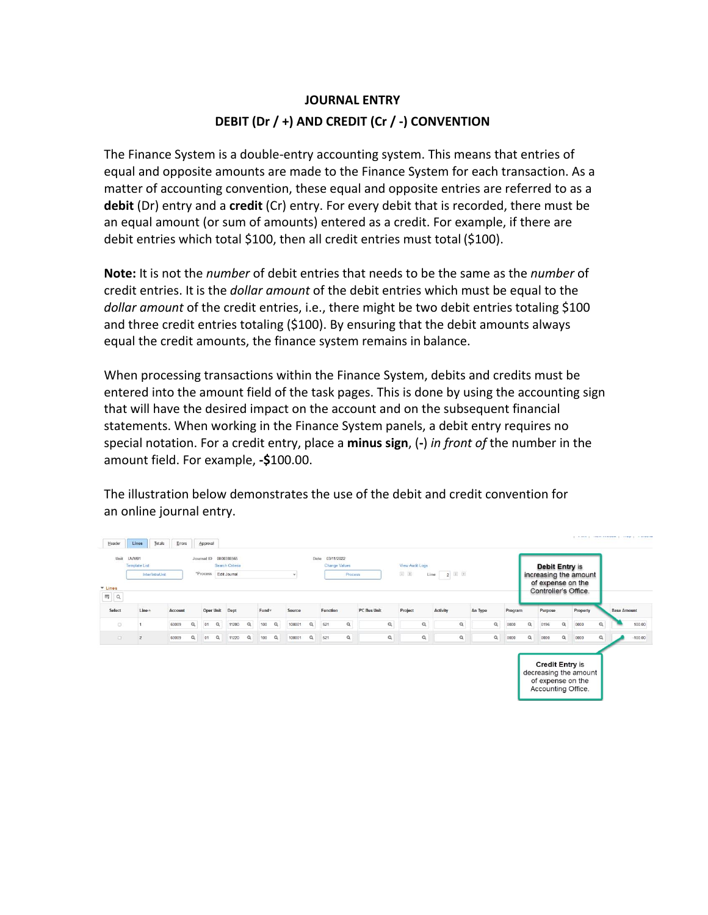# JOURNAL ENTRY

## DEBIT (Dr / +) AND CREDIT (Cr / -) CONVENTION

The Finance System is a double-entry accounting system. This means that entries of equal and opposite amounts are made to the Finance System for each transaction. As a matter of accounting convention, these equal and opposite entries are referred to as a **debit** (Dr) entry and a **credit** (Cr) entry. For every debit that is recorded, there must be an equal amount (or sum of amounts) entered as a credit. For example, if there are debit entries which total $100, then all credit entries must total ($100).

**Note:** It is not the *number* of debit entries that needs to be the same as the *number* of credit entries. It is the *dollar amount* of the debit entries which must be equal to the *dollar amount* of the credit entries, i.e., there might be two debit entries totaling $100 and three credit entries totaling ($100). By ensuring that the debit amounts always equal the credit amounts, the finance system remains in balance.

When processing transactions within the Finance System, debits and credits must be entered into the amount field of the task pages. This is done by using the accounting sign that will have the desired impact on the account and on the subsequent financial statements. When working in the Finance System panels, a debit entry requires no special notation. For a credit entry, place a **minus sign**, (**-**) *in front of* the number in the amount field. For example, **-$**100.00.

The illustration below demonstrates the use of the debit and credit convention for an online journal entry.

Header | Lines | Totals | Errors | Approval

Unit UVM01 — Journal ID 0000388565 — Date 03/11/2022

Template List | Search Criteria | Change Values | View Audit Logs

Inter/IntraUnit | *Process: Edit Journal | Process | Line 2

Lines

| Select | Line | Account | Oper Unit | Dept | Fund | Source | Function | PC Bus Unit | Project | Activity | An Type | Program | Purpose | Property | Base Amount |
|---|---|---|---|---|---|---|---|---|---|---|---|---|---|---|---|
| | 1 | 60809 | 01 | 11200 | 100 | 100001 | 521 | | | | | 0000 | 0196 | 0000 | 100.00 |
| | 2 | 60809 | 01 | 11220 | 100 | 100001 | 521 | | | | | 0000 | 0000 | 0000 | -100.00 |

**Debit Entry** is increasing the amount of expense on the Controller's Office.

**Credit Entry** is decreasing the amount of expense on the Accounting Office.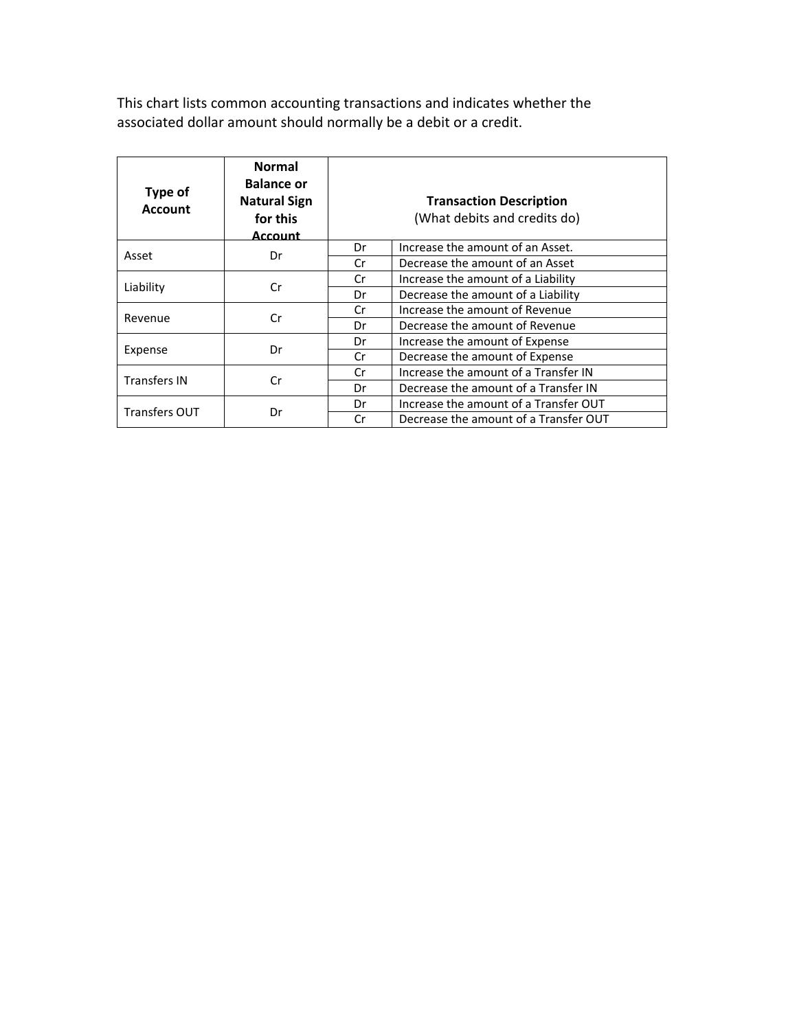This chart lists common accounting transactions and indicates whether the associated dollar amount should normally be a debit or a credit.

| **Type of Account** | **Normal Balance or Natural Sign for this Account** | **Transaction Description** (What debits and credits do) | |
|---|---|---|---|
| Asset | Dr | Dr | Increase the amount of an Asset. |
| | | Cr | Decrease the amount of an Asset |
| Liability | Cr | Cr | Increase the amount of a Liability |
| | | Dr | Decrease the amount of a Liability |
| Revenue | Cr | Cr | Increase the amount of Revenue |
| | | Dr | Decrease the amount of Revenue |
| Expense | Dr | Dr | Increase the amount of Expense |
| | | Cr | Decrease the amount of Expense |
| Transfers IN | Cr | Cr | Increase the amount of a Transfer IN |
| | | Dr | Decrease the amount of a Transfer IN |
| Transfers OUT | Dr | Dr | Increase the amount of a Transfer OUT |
| | | Cr | Decrease the amount of a Transfer OUT |